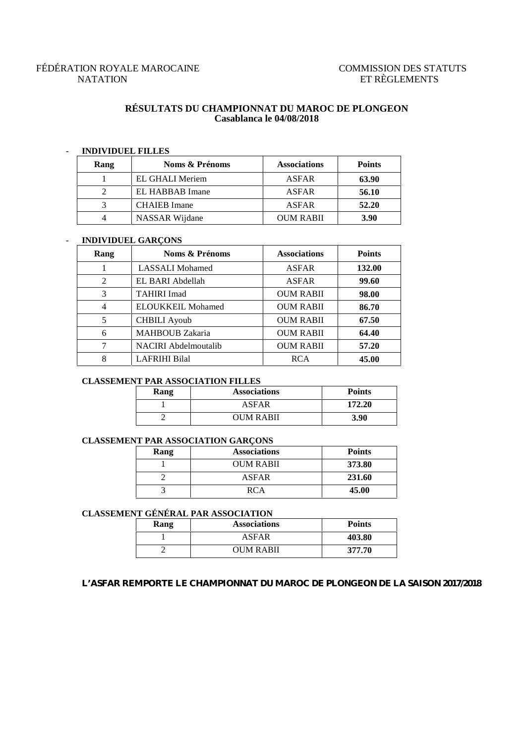FÉDÉRATION ROYALE MAROCAINE
NATATION

COMMISSION DES STATUTS
ET RÈGLEMENTS

## RÉSULTATS DU CHAMPIONNAT DU MAROC DE PLONGEON
**Casablanca le 04/08/2018**

- **INDIVIDUEL FILLES**

| Rang | Noms & Prénoms | Associations | Points |
|---|---|---|---|
| 1 | EL GHALI Meriem | ASFAR | **63.90** |
| 2 | EL HABBAB Imane | ASFAR | **56.10** |
| 3 | CHAIEB Imane | ASFAR | **52.20** |
| 4 | NASSAR Wijdane | OUM RABII | **3.90** |

- **INDIVIDUEL GARÇONS**

| Rang | Noms & Prénoms | Associations | Points |
|---|---|---|---|
| 1 | LASSALI Mohamed | ASFAR | **132.00** |
| 2 | EL BARI Abdellah | ASFAR | **99.60** |
| 3 | TAHIRI Imad | OUM RABII | **98.00** |
| 4 | ELOUKKEIL Mohamed | OUM RABII | **86.70** |
| 5 | CHBILI Ayoub | OUM RABII | **67.50** |
| 6 | MAHBOUB Zakaria | OUM RABII | **64.40** |
| 7 | NACIRI Abdelmoutalib | OUM RABII | **57.20** |
| 8 | LAFRIHI Bilal | RCA | **45.00** |

**CLASSEMENT PAR ASSOCIATION FILLES**

| Rang | Associations | Points |
|---|---|---|
| 1 | ASFAR | **172.20** |
| 2 | OUM RABII | **3.90** |

**CLASSEMENT PAR ASSOCIATION GARÇONS**

| Rang | Associations | Points |
|---|---|---|
| 1 | OUM RABII | **373.80** |
| 2 | ASFAR | **231.60** |
| 3 | RCA | **45.00** |

**CLASSEMENT GÉNÉRAL PAR ASSOCIATION**

| Rang | Associations | Points |
|---|---|---|
| 1 | ASFAR | **403.80** |
| 2 | OUM RABII | **377.70** |

**L'ASFAR REMPORTE LE CHAMPIONNAT DU MAROC DE PLONGEON DE LA SAISON 2017/2018**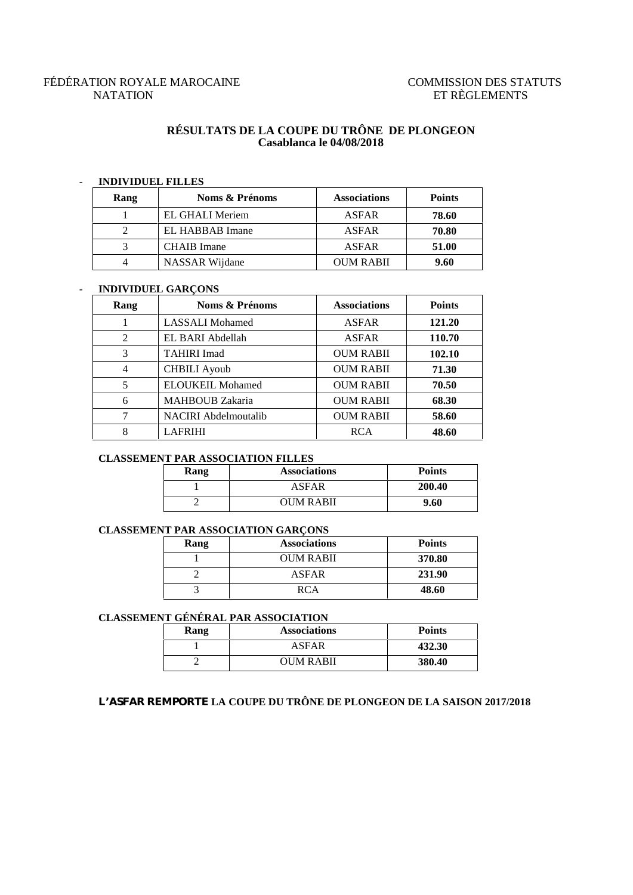FÉDÉRATION ROYALE MAROCAINE
NATATION

COMMISSION DES STATUTS
ET RÈGLEMENTS

## RÉSULTATS DE LA COUPE DU TRÔNE DE PLONGEON
**Casablanca le 04/08/2018**

- **INDIVIDUEL FILLES**

| Rang | Noms & Prénoms | Associations | Points |
|---|---|---|---|
| 1 | EL GHALI Meriem | ASFAR | **78.60** |
| 2 | EL HABBAB Imane | ASFAR | **70.80** |
| 3 | CHAIB Imane | ASFAR | **51.00** |
| 4 | NASSAR Wijdane | OUM RABII | **9.60** |

- **INDIVIDUEL GARÇONS**

| Rang | Noms & Prénoms | Associations | Points |
|---|---|---|---|
| 1 | LASSALI Mohamed | ASFAR | **121.20** |
| 2 | EL BARI Abdellah | ASFAR | **110.70** |
| 3 | TAHIRI Imad | OUM RABII | **102.10** |
| 4 | CHBILI Ayoub | OUM RABII | **71.30** |
| 5 | ELOUKEIL Mohamed | OUM RABII | **70.50** |
| 6 | MAHBOUB Zakaria | OUM RABII | **68.30** |
| 7 | NACIRI Abdelmoutalib | OUM RABII | **58.60** |
| 8 | LAFRIHI | RCA | **48.60** |

**CLASSEMENT PAR ASSOCIATION FILLES**

| Rang | Associations | Points |
|---|---|---|
| 1 | ASFAR | **200.40** |
| 2 | OUM RABII | **9.60** |

**CLASSEMENT PAR ASSOCIATION GARÇONS**

| Rang | Associations | Points |
|---|---|---|
| 1 | OUM RABII | **370.80** |
| 2 | ASFAR | **231.90** |
| 3 | RCA | **48.60** |

**CLASSEMENT GÉNÉRAL PAR ASSOCIATION**

| Rang | Associations | Points |
|---|---|---|
| 1 | ASFAR | **432.30** |
| 2 | OUM RABII | **380.40** |

**L'ASFAR REMPORTE LA COUPE DU TRÔNE DE PLONGEON DE LA SAISON 2017/2018**